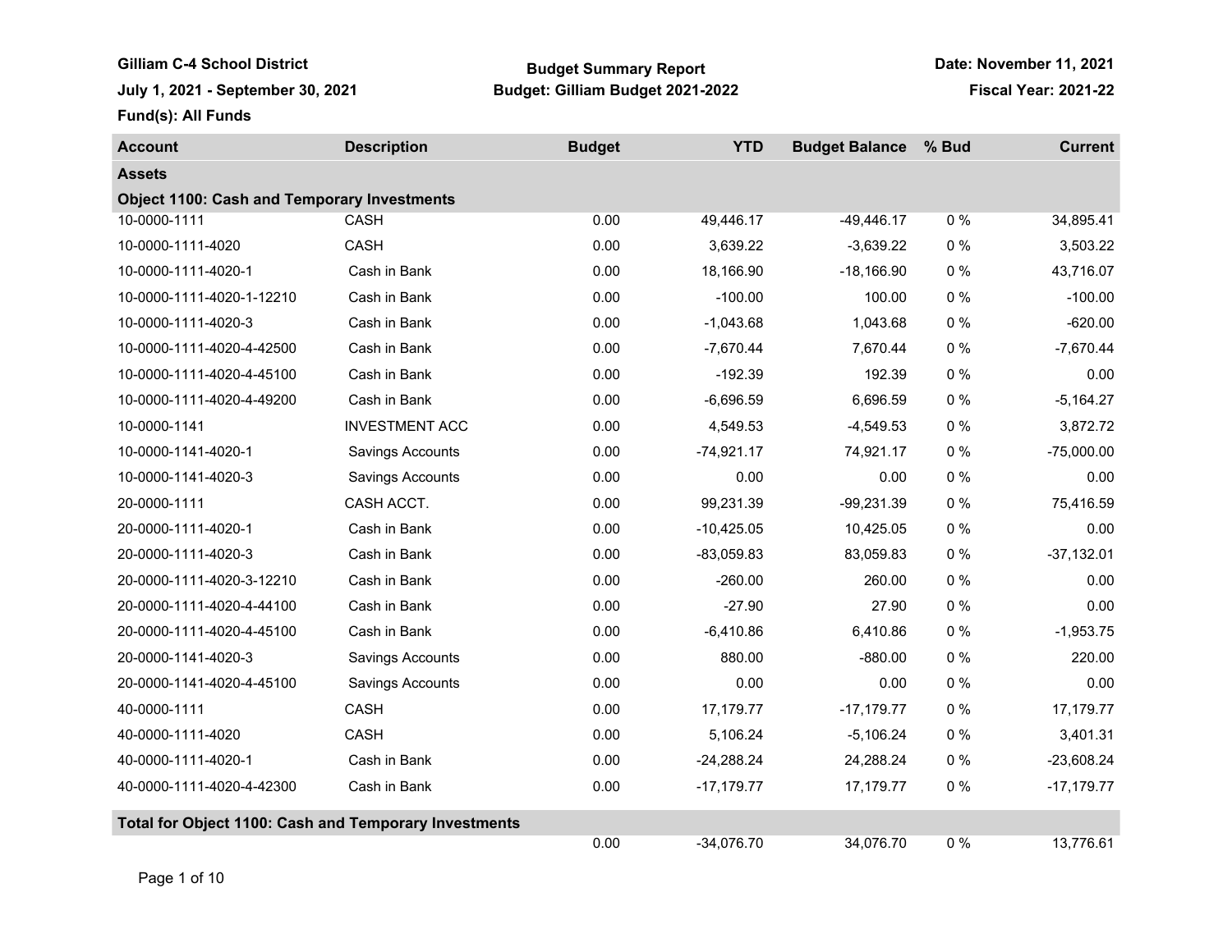**Gilliam C-4 School District**

**July 1, 2021 - September 30, 2021**

**Fund(s): All Funds**

**Budget Summary Report**

**Budget: Gilliam Budget 2021-2022**

**Date: November 11, 2021**

**Fiscal Year: 2021-22**

| Account | Description | Budget | YTD | Budget Balance | % Bud | Current |
|---|---|---|---|---|---|---|
| **Assets** | | | | | | |
| **Object 1100: Cash and Temporary Investments** | | | | | | |
| 10-0000-1111 | CASH | 0.00 | 49,446.17 | -49,446.17 | 0 % | 34,895.41 |
| 10-0000-1111-4020 | CASH | 0.00 | 3,639.22 | -3,639.22 | 0 % | 3,503.22 |
| 10-0000-1111-4020-1 | Cash in Bank | 0.00 | 18,166.90 | -18,166.90 | 0 % | 43,716.07 |
| 10-0000-1111-4020-1-12210 | Cash in Bank | 0.00 | -100.00 | 100.00 | 0 % | -100.00 |
| 10-0000-1111-4020-3 | Cash in Bank | 0.00 | -1,043.68 | 1,043.68 | 0 % | -620.00 |
| 10-0000-1111-4020-4-42500 | Cash in Bank | 0.00 | -7,670.44 | 7,670.44 | 0 % | -7,670.44 |
| 10-0000-1111-4020-4-45100 | Cash in Bank | 0.00 | -192.39 | 192.39 | 0 % | 0.00 |
| 10-0000-1111-4020-4-49200 | Cash in Bank | 0.00 | -6,696.59 | 6,696.59 | 0 % | -5,164.27 |
| 10-0000-1141 | INVESTMENT ACC | 0.00 | 4,549.53 | -4,549.53 | 0 % | 3,872.72 |
| 10-0000-1141-4020-1 | Savings Accounts | 0.00 | -74,921.17 | 74,921.17 | 0 % | -75,000.00 |
| 10-0000-1141-4020-3 | Savings Accounts | 0.00 | 0.00 | 0.00 | 0 % | 0.00 |
| 20-0000-1111 | CASH ACCT. | 0.00 | 99,231.39 | -99,231.39 | 0 % | 75,416.59 |
| 20-0000-1111-4020-1 | Cash in Bank | 0.00 | -10,425.05 | 10,425.05 | 0 % | 0.00 |
| 20-0000-1111-4020-3 | Cash in Bank | 0.00 | -83,059.83 | 83,059.83 | 0 % | -37,132.01 |
| 20-0000-1111-4020-3-12210 | Cash in Bank | 0.00 | -260.00 | 260.00 | 0 % | 0.00 |
| 20-0000-1111-4020-4-44100 | Cash in Bank | 0.00 | -27.90 | 27.90 | 0 % | 0.00 |
| 20-0000-1111-4020-4-45100 | Cash in Bank | 0.00 | -6,410.86 | 6,410.86 | 0 % | -1,953.75 |
| 20-0000-1141-4020-3 | Savings Accounts | 0.00 | 880.00 | -880.00 | 0 % | 220.00 |
| 20-0000-1141-4020-4-45100 | Savings Accounts | 0.00 | 0.00 | 0.00 | 0 % | 0.00 |
| 40-0000-1111 | CASH | 0.00 | 17,179.77 | -17,179.77 | 0 % | 17,179.77 |
| 40-0000-1111-4020 | CASH | 0.00 | 5,106.24 | -5,106.24 | 0 % | 3,401.31 |
| 40-0000-1111-4020-1 | Cash in Bank | 0.00 | -24,288.24 | 24,288.24 | 0 % | -23,608.24 |
| 40-0000-1111-4020-4-42300 | Cash in Bank | 0.00 | -17,179.77 | 17,179.77 | 0 % | -17,179.77 |
| **Total for Object 1100: Cash and Temporary Investments** | | | | | | |
| | | 0.00 | -34,076.70 | 34,076.70 | 0 % | 13,776.61 |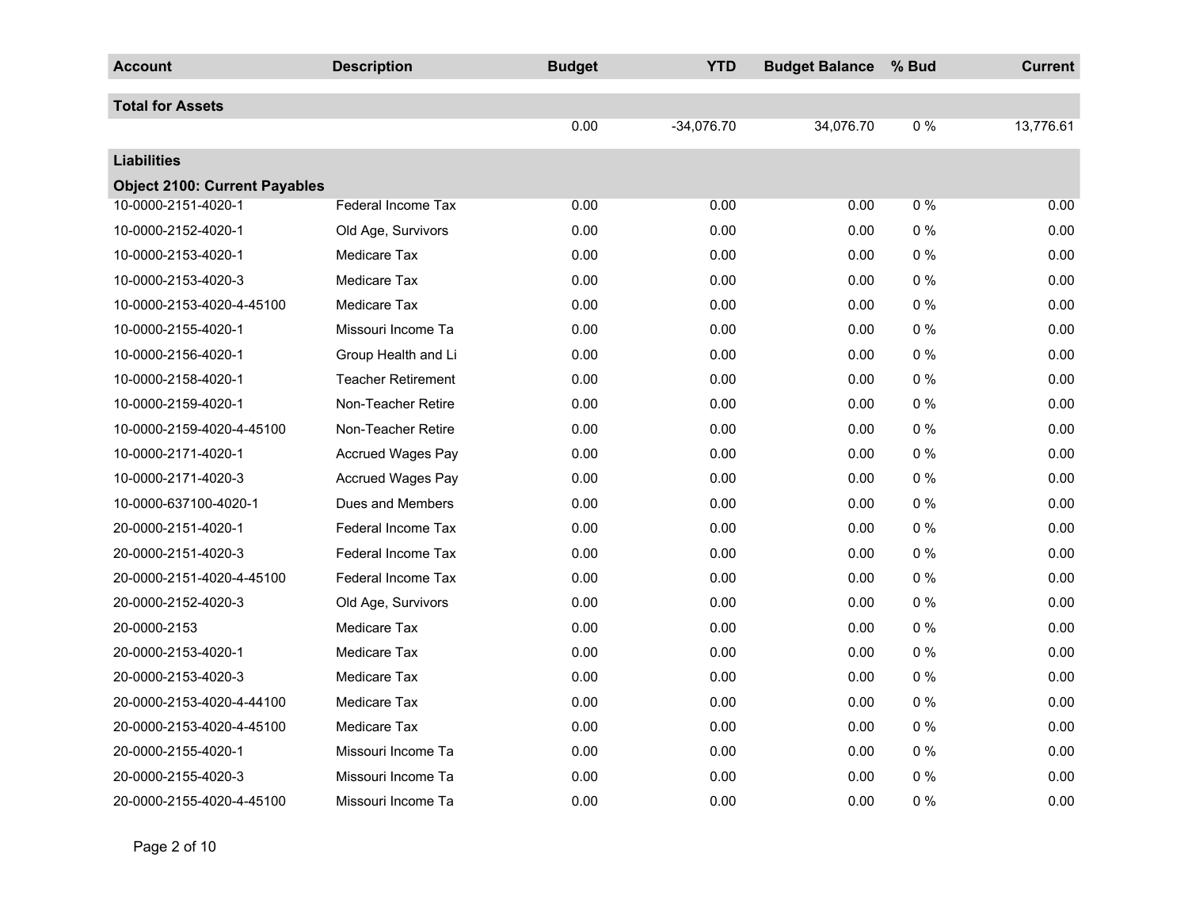| Account | Description | Budget | YTD | Budget Balance | % Bud | Current |
|---|---|---|---|---|---|---|
| **Total for Assets** | | | | | | |
| | | 0.00 | -34,076.70 | 34,076.70 | 0 % | 13,776.61 |
| **Liabilities** | | | | | | |
| **Object 2100: Current Payables** | | | | | | |
| 10-0000-2151-4020-1 | Federal Income Tax | 0.00 | 0.00 | 0.00 | 0 % | 0.00 |
| 10-0000-2152-4020-1 | Old Age, Survivors | 0.00 | 0.00 | 0.00 | 0 % | 0.00 |
| 10-0000-2153-4020-1 | Medicare Tax | 0.00 | 0.00 | 0.00 | 0 % | 0.00 |
| 10-0000-2153-4020-3 | Medicare Tax | 0.00 | 0.00 | 0.00 | 0 % | 0.00 |
| 10-0000-2153-4020-4-45100 | Medicare Tax | 0.00 | 0.00 | 0.00 | 0 % | 0.00 |
| 10-0000-2155-4020-1 | Missouri Income Ta | 0.00 | 0.00 | 0.00 | 0 % | 0.00 |
| 10-0000-2156-4020-1 | Group Health and Li | 0.00 | 0.00 | 0.00 | 0 % | 0.00 |
| 10-0000-2158-4020-1 | Teacher Retirement | 0.00 | 0.00 | 0.00 | 0 % | 0.00 |
| 10-0000-2159-4020-1 | Non-Teacher Retire | 0.00 | 0.00 | 0.00 | 0 % | 0.00 |
| 10-0000-2159-4020-4-45100 | Non-Teacher Retire | 0.00 | 0.00 | 0.00 | 0 % | 0.00 |
| 10-0000-2171-4020-1 | Accrued Wages Pay | 0.00 | 0.00 | 0.00 | 0 % | 0.00 |
| 10-0000-2171-4020-3 | Accrued Wages Pay | 0.00 | 0.00 | 0.00 | 0 % | 0.00 |
| 10-0000-637100-4020-1 | Dues and Members | 0.00 | 0.00 | 0.00 | 0 % | 0.00 |
| 20-0000-2151-4020-1 | Federal Income Tax | 0.00 | 0.00 | 0.00 | 0 % | 0.00 |
| 20-0000-2151-4020-3 | Federal Income Tax | 0.00 | 0.00 | 0.00 | 0 % | 0.00 |
| 20-0000-2151-4020-4-45100 | Federal Income Tax | 0.00 | 0.00 | 0.00 | 0 % | 0.00 |
| 20-0000-2152-4020-3 | Old Age, Survivors | 0.00 | 0.00 | 0.00 | 0 % | 0.00 |
| 20-0000-2153 | Medicare Tax | 0.00 | 0.00 | 0.00 | 0 % | 0.00 |
| 20-0000-2153-4020-1 | Medicare Tax | 0.00 | 0.00 | 0.00 | 0 % | 0.00 |
| 20-0000-2153-4020-3 | Medicare Tax | 0.00 | 0.00 | 0.00 | 0 % | 0.00 |
| 20-0000-2153-4020-4-44100 | Medicare Tax | 0.00 | 0.00 | 0.00 | 0 % | 0.00 |
| 20-0000-2153-4020-4-45100 | Medicare Tax | 0.00 | 0.00 | 0.00 | 0 % | 0.00 |
| 20-0000-2155-4020-1 | Missouri Income Ta | 0.00 | 0.00 | 0.00 | 0 % | 0.00 |
| 20-0000-2155-4020-3 | Missouri Income Ta | 0.00 | 0.00 | 0.00 | 0 % | 0.00 |
| 20-0000-2155-4020-4-45100 | Missouri Income Ta | 0.00 | 0.00 | 0.00 | 0 % | 0.00 |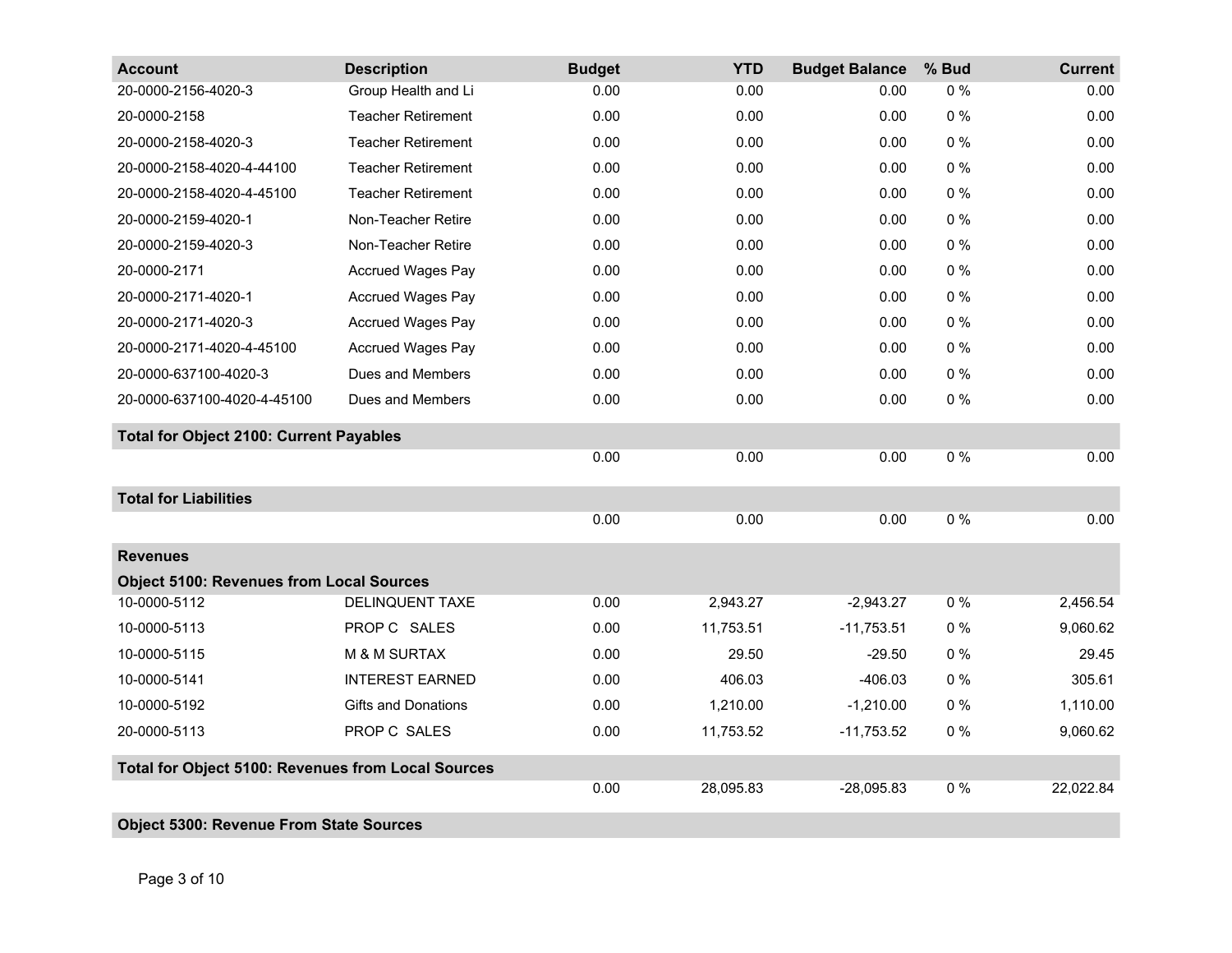| Account | Description | Budget | YTD | Budget Balance | % Bud | Current |
|---|---|---|---|---|---|---|
| 20-0000-2156-4020-3 | Group Health and Li | 0.00 | 0.00 | 0.00 | 0 % | 0.00 |
| 20-0000-2158 | Teacher Retirement | 0.00 | 0.00 | 0.00 | 0 % | 0.00 |
| 20-0000-2158-4020-3 | Teacher Retirement | 0.00 | 0.00 | 0.00 | 0 % | 0.00 |
| 20-0000-2158-4020-4-44100 | Teacher Retirement | 0.00 | 0.00 | 0.00 | 0 % | 0.00 |
| 20-0000-2158-4020-4-45100 | Teacher Retirement | 0.00 | 0.00 | 0.00 | 0 % | 0.00 |
| 20-0000-2159-4020-1 | Non-Teacher Retire | 0.00 | 0.00 | 0.00 | 0 % | 0.00 |
| 20-0000-2159-4020-3 | Non-Teacher Retire | 0.00 | 0.00 | 0.00 | 0 % | 0.00 |
| 20-0000-2171 | Accrued Wages Pay | 0.00 | 0.00 | 0.00 | 0 % | 0.00 |
| 20-0000-2171-4020-1 | Accrued Wages Pay | 0.00 | 0.00 | 0.00 | 0 % | 0.00 |
| 20-0000-2171-4020-3 | Accrued Wages Pay | 0.00 | 0.00 | 0.00 | 0 % | 0.00 |
| 20-0000-2171-4020-4-45100 | Accrued Wages Pay | 0.00 | 0.00 | 0.00 | 0 % | 0.00 |
| 20-0000-637100-4020-3 | Dues and Members | 0.00 | 0.00 | 0.00 | 0 % | 0.00 |
| 20-0000-637100-4020-4-45100 | Dues and Members | 0.00 | 0.00 | 0.00 | 0 % | 0.00 |
| **Total for Object 2100: Current Payables** | | | | | | |
| | | 0.00 | 0.00 | 0.00 | 0 % | 0.00 |
| **Total for Liabilities** | | | | | | |
| | | 0.00 | 0.00 | 0.00 | 0 % | 0.00 |
| **Revenues** | | | | | | |
| **Object 5100: Revenues from Local Sources** | | | | | | |
| 10-0000-5112 | DELINQUENT TAXE | 0.00 | 2,943.27 | -2,943.27 | 0 % | 2,456.54 |
| 10-0000-5113 | PROP C SALES | 0.00 | 11,753.51 | -11,753.51 | 0 % | 9,060.62 |
| 10-0000-5115 | M & M SURTAX | 0.00 | 29.50 | -29.50 | 0 % | 29.45 |
| 10-0000-5141 | INTEREST EARNED | 0.00 | 406.03 | -406.03 | 0 % | 305.61 |
| 10-0000-5192 | Gifts and Donations | 0.00 | 1,210.00 | -1,210.00 | 0 % | 1,110.00 |
| 20-0000-5113 | PROP C SALES | 0.00 | 11,753.52 | -11,753.52 | 0 % | 9,060.62 |
| **Total for Object 5100: Revenues from Local Sources** | | | | | | |
| | | 0.00 | 28,095.83 | -28,095.83 | 0 % | 22,022.84 |
| **Object 5300: Revenue From State Sources** | | | | | | |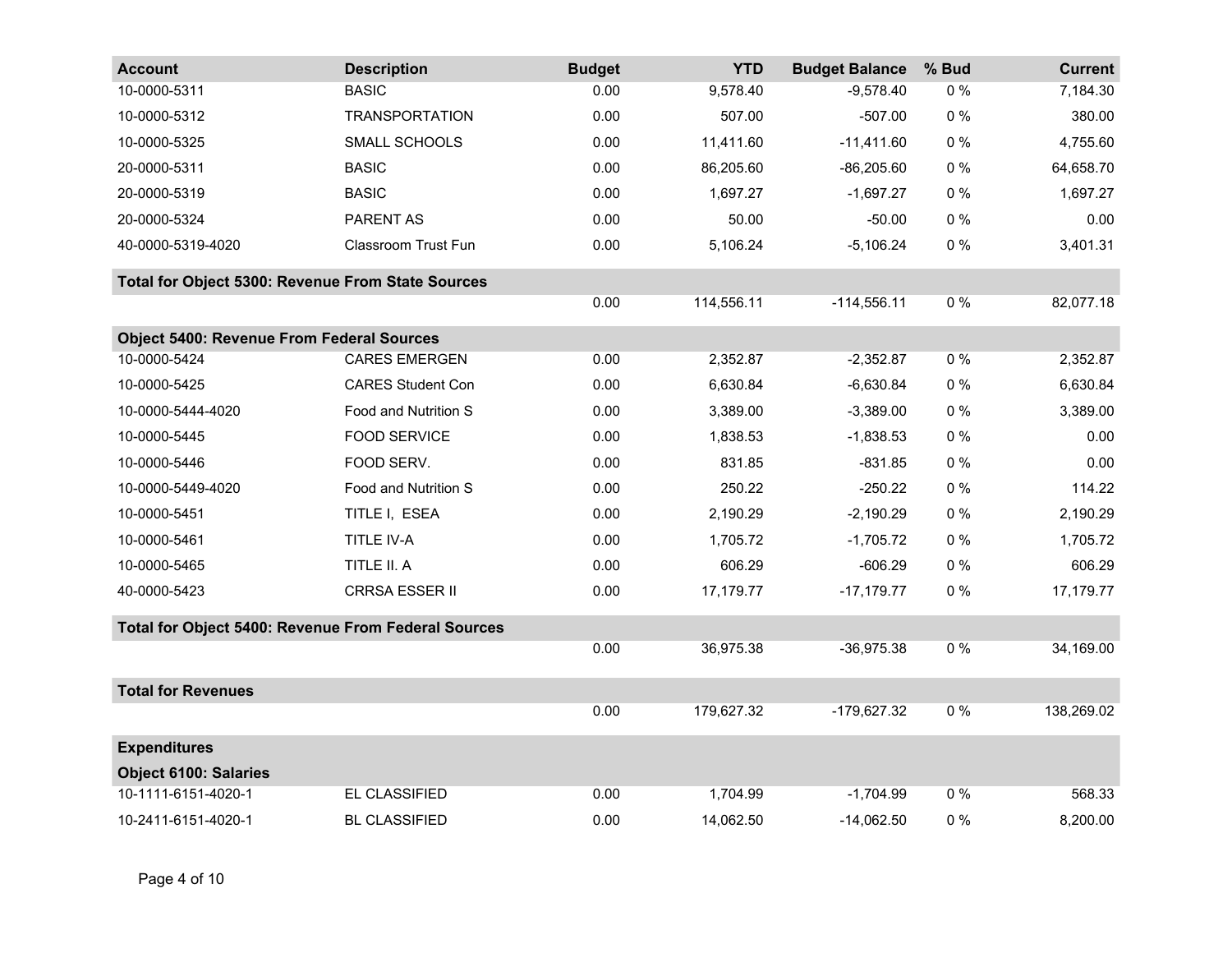| Account | Description | Budget | YTD | Budget Balance | % Bud | Current |
|---|---|---|---|---|---|---|
| 10-0000-5311 | BASIC | 0.00 | 9,578.40 | -9,578.40 | 0 % | 7,184.30 |
| 10-0000-5312 | TRANSPORTATION | 0.00 | 507.00 | -507.00 | 0 % | 380.00 |
| 10-0000-5325 | SMALL SCHOOLS | 0.00 | 11,411.60 | -11,411.60 | 0 % | 4,755.60 |
| 20-0000-5311 | BASIC | 0.00 | 86,205.60 | -86,205.60 | 0 % | 64,658.70 |
| 20-0000-5319 | BASIC | 0.00 | 1,697.27 | -1,697.27 | 0 % | 1,697.27 |
| 20-0000-5324 | PARENT AS | 0.00 | 50.00 | -50.00 | 0 % | 0.00 |
| 40-0000-5319-4020 | Classroom Trust Fun | 0.00 | 5,106.24 | -5,106.24 | 0 % | 3,401.31 |
| **Total for Object 5300: Revenue From State Sources** | | | | | | |
| | | 0.00 | 114,556.11 | -114,556.11 | 0 % | 82,077.18 |
| **Object 5400: Revenue From Federal Sources** | | | | | | |
| 10-0000-5424 | CARES EMERGEN | 0.00 | 2,352.87 | -2,352.87 | 0 % | 2,352.87 |
| 10-0000-5425 | CARES Student Con | 0.00 | 6,630.84 | -6,630.84 | 0 % | 6,630.84 |
| 10-0000-5444-4020 | Food and Nutrition S | 0.00 | 3,389.00 | -3,389.00 | 0 % | 3,389.00 |
| 10-0000-5445 | FOOD SERVICE | 0.00 | 1,838.53 | -1,838.53 | 0 % | 0.00 |
| 10-0000-5446 | FOOD SERV. | 0.00 | 831.85 | -831.85 | 0 % | 0.00 |
| 10-0000-5449-4020 | Food and Nutrition S | 0.00 | 250.22 | -250.22 | 0 % | 114.22 |
| 10-0000-5451 | TITLE I, ESEA | 0.00 | 2,190.29 | -2,190.29 | 0 % | 2,190.29 |
| 10-0000-5461 | TITLE IV-A | 0.00 | 1,705.72 | -1,705.72 | 0 % | 1,705.72 |
| 10-0000-5465 | TITLE II. A | 0.00 | 606.29 | -606.29 | 0 % | 606.29 |
| 40-0000-5423 | CRRSA ESSER II | 0.00 | 17,179.77 | -17,179.77 | 0 % | 17,179.77 |
| **Total for Object 5400: Revenue From Federal Sources** | | | | | | |
| | | 0.00 | 36,975.38 | -36,975.38 | 0 % | 34,169.00 |
| **Total for Revenues** | | | | | | |
| | | 0.00 | 179,627.32 | -179,627.32 | 0 % | 138,269.02 |
| **Expenditures** | | | | | | |
| **Object 6100: Salaries** | | | | | | |
| 10-1111-6151-4020-1 | EL CLASSIFIED | 0.00 | 1,704.99 | -1,704.99 | 0 % | 568.33 |
| 10-2411-6151-4020-1 | BL CLASSIFIED | 0.00 | 14,062.50 | -14,062.50 | 0 % | 8,200.00 |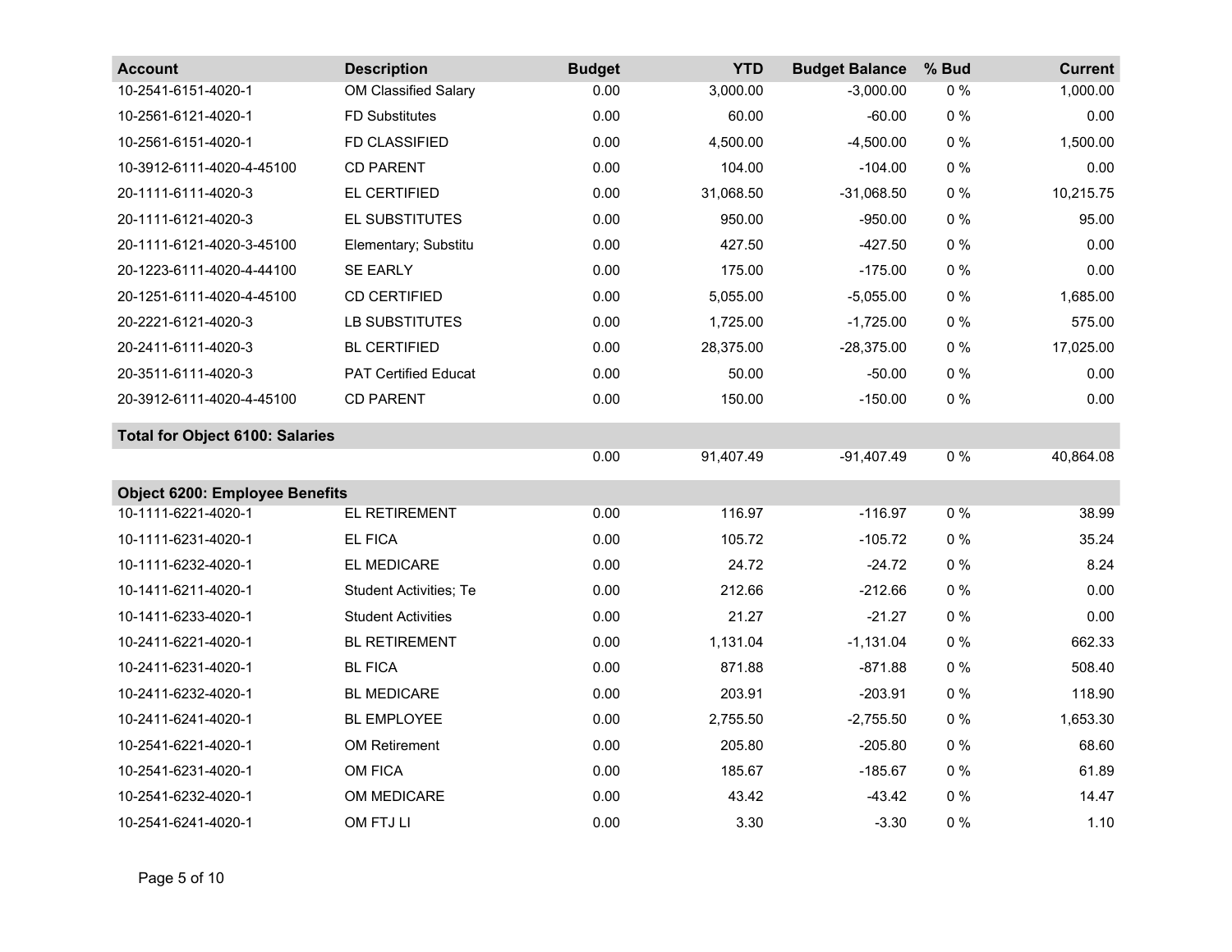| Account | Description | Budget | YTD | Budget Balance | % Bud | Current |
|---|---|---|---|---|---|---|
| 10-2541-6151-4020-1 | OM Classified Salary | 0.00 | 3,000.00 | -3,000.00 | 0 % | 1,000.00 |
| 10-2561-6121-4020-1 | FD Substitutes | 0.00 | 60.00 | -60.00 | 0 % | 0.00 |
| 10-2561-6151-4020-1 | FD CLASSIFIED | 0.00 | 4,500.00 | -4,500.00 | 0 % | 1,500.00 |
| 10-3912-6111-4020-4-45100 | CD PARENT | 0.00 | 104.00 | -104.00 | 0 % | 0.00 |
| 20-1111-6111-4020-3 | EL CERTIFIED | 0.00 | 31,068.50 | -31,068.50 | 0 % | 10,215.75 |
| 20-1111-6121-4020-3 | EL SUBSTITUTES | 0.00 | 950.00 | -950.00 | 0 % | 95.00 |
| 20-1111-6121-4020-3-45100 | Elementary; Substitu | 0.00 | 427.50 | -427.50 | 0 % | 0.00 |
| 20-1223-6111-4020-4-44100 | SE EARLY | 0.00 | 175.00 | -175.00 | 0 % | 0.00 |
| 20-1251-6111-4020-4-45100 | CD CERTIFIED | 0.00 | 5,055.00 | -5,055.00 | 0 % | 1,685.00 |
| 20-2221-6121-4020-3 | LB SUBSTITUTES | 0.00 | 1,725.00 | -1,725.00 | 0 % | 575.00 |
| 20-2411-6111-4020-3 | BL CERTIFIED | 0.00 | 28,375.00 | -28,375.00 | 0 % | 17,025.00 |
| 20-3511-6111-4020-3 | PAT Certified Educat | 0.00 | 50.00 | -50.00 | 0 % | 0.00 |
| 20-3912-6111-4020-4-45100 | CD PARENT | 0.00 | 150.00 | -150.00 | 0 % | 0.00 |
| **Total for Object 6100: Salaries** | | | | | | |
| | | 0.00 | 91,407.49 | -91,407.49 | 0 % | 40,864.08 |
| **Object 6200: Employee Benefits** | | | | | | |
| 10-1111-6221-4020-1 | EL RETIREMENT | 0.00 | 116.97 | -116.97 | 0 % | 38.99 |
| 10-1111-6231-4020-1 | EL FICA | 0.00 | 105.72 | -105.72 | 0 % | 35.24 |
| 10-1111-6232-4020-1 | EL MEDICARE | 0.00 | 24.72 | -24.72 | 0 % | 8.24 |
| 10-1411-6211-4020-1 | Student Activities; Te | 0.00 | 212.66 | -212.66 | 0 % | 0.00 |
| 10-1411-6233-4020-1 | Student Activities | 0.00 | 21.27 | -21.27 | 0 % | 0.00 |
| 10-2411-6221-4020-1 | BL RETIREMENT | 0.00 | 1,131.04 | -1,131.04 | 0 % | 662.33 |
| 10-2411-6231-4020-1 | BL FICA | 0.00 | 871.88 | -871.88 | 0 % | 508.40 |
| 10-2411-6232-4020-1 | BL MEDICARE | 0.00 | 203.91 | -203.91 | 0 % | 118.90 |
| 10-2411-6241-4020-1 | BL EMPLOYEE | 0.00 | 2,755.50 | -2,755.50 | 0 % | 1,653.30 |
| 10-2541-6221-4020-1 | OM Retirement | 0.00 | 205.80 | -205.80 | 0 % | 68.60 |
| 10-2541-6231-4020-1 | OM FICA | 0.00 | 185.67 | -185.67 | 0 % | 61.89 |
| 10-2541-6232-4020-1 | OM MEDICARE | 0.00 | 43.42 | -43.42 | 0 % | 14.47 |
| 10-2541-6241-4020-1 | OM FTJ LI | 0.00 | 3.30 | -3.30 | 0 % | 1.10 |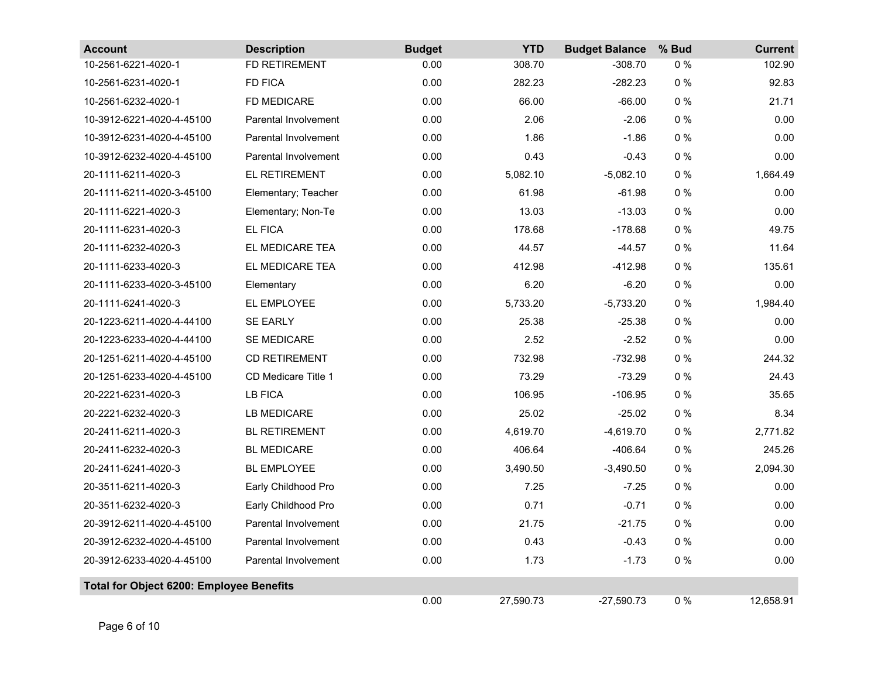| Account | Description | Budget | YTD | Budget Balance | % Bud | Current |
|---|---|---|---|---|---|---|
| 10-2561-6221-4020-1 | FD RETIREMENT | 0.00 | 308.70 | -308.70 | 0 % | 102.90 |
| 10-2561-6231-4020-1 | FD FICA | 0.00 | 282.23 | -282.23 | 0 % | 92.83 |
| 10-2561-6232-4020-1 | FD MEDICARE | 0.00 | 66.00 | -66.00 | 0 % | 21.71 |
| 10-3912-6221-4020-4-45100 | Parental Involvement | 0.00 | 2.06 | -2.06 | 0 % | 0.00 |
| 10-3912-6231-4020-4-45100 | Parental Involvement | 0.00 | 1.86 | -1.86 | 0 % | 0.00 |
| 10-3912-6232-4020-4-45100 | Parental Involvement | 0.00 | 0.43 | -0.43 | 0 % | 0.00 |
| 20-1111-6211-4020-3 | EL RETIREMENT | 0.00 | 5,082.10 | -5,082.10 | 0 % | 1,664.49 |
| 20-1111-6211-4020-3-45100 | Elementary; Teacher | 0.00 | 61.98 | -61.98 | 0 % | 0.00 |
| 20-1111-6221-4020-3 | Elementary; Non-Te | 0.00 | 13.03 | -13.03 | 0 % | 0.00 |
| 20-1111-6231-4020-3 | EL FICA | 0.00 | 178.68 | -178.68 | 0 % | 49.75 |
| 20-1111-6232-4020-3 | EL MEDICARE TEA | 0.00 | 44.57 | -44.57 | 0 % | 11.64 |
| 20-1111-6233-4020-3 | EL MEDICARE TEA | 0.00 | 412.98 | -412.98 | 0 % | 135.61 |
| 20-1111-6233-4020-3-45100 | Elementary | 0.00 | 6.20 | -6.20 | 0 % | 0.00 |
| 20-1111-6241-4020-3 | EL EMPLOYEE | 0.00 | 5,733.20 | -5,733.20 | 0 % | 1,984.40 |
| 20-1223-6211-4020-4-44100 | SE EARLY | 0.00 | 25.38 | -25.38 | 0 % | 0.00 |
| 20-1223-6233-4020-4-44100 | SE MEDICARE | 0.00 | 2.52 | -2.52 | 0 % | 0.00 |
| 20-1251-6211-4020-4-45100 | CD RETIREMENT | 0.00 | 732.98 | -732.98 | 0 % | 244.32 |
| 20-1251-6233-4020-4-45100 | CD Medicare Title 1 | 0.00 | 73.29 | -73.29 | 0 % | 24.43 |
| 20-2221-6231-4020-3 | LB FICA | 0.00 | 106.95 | -106.95 | 0 % | 35.65 |
| 20-2221-6232-4020-3 | LB MEDICARE | 0.00 | 25.02 | -25.02 | 0 % | 8.34 |
| 20-2411-6211-4020-3 | BL RETIREMENT | 0.00 | 4,619.70 | -4,619.70 | 0 % | 2,771.82 |
| 20-2411-6232-4020-3 | BL MEDICARE | 0.00 | 406.64 | -406.64 | 0 % | 245.26 |
| 20-2411-6241-4020-3 | BL EMPLOYEE | 0.00 | 3,490.50 | -3,490.50 | 0 % | 2,094.30 |
| 20-3511-6211-4020-3 | Early Childhood Pro | 0.00 | 7.25 | -7.25 | 0 % | 0.00 |
| 20-3511-6232-4020-3 | Early Childhood Pro | 0.00 | 0.71 | -0.71 | 0 % | 0.00 |
| 20-3912-6211-4020-4-45100 | Parental Involvement | 0.00 | 21.75 | -21.75 | 0 % | 0.00 |
| 20-3912-6232-4020-4-45100 | Parental Involvement | 0.00 | 0.43 | -0.43 | 0 % | 0.00 |
| 20-3912-6233-4020-4-45100 | Parental Involvement | 0.00 | 1.73 | -1.73 | 0 % | 0.00 |
| **Total for Object 6200: Employee Benefits** | | | | | | |
| | | 0.00 | 27,590.73 | -27,590.73 | 0 % | 12,658.91 |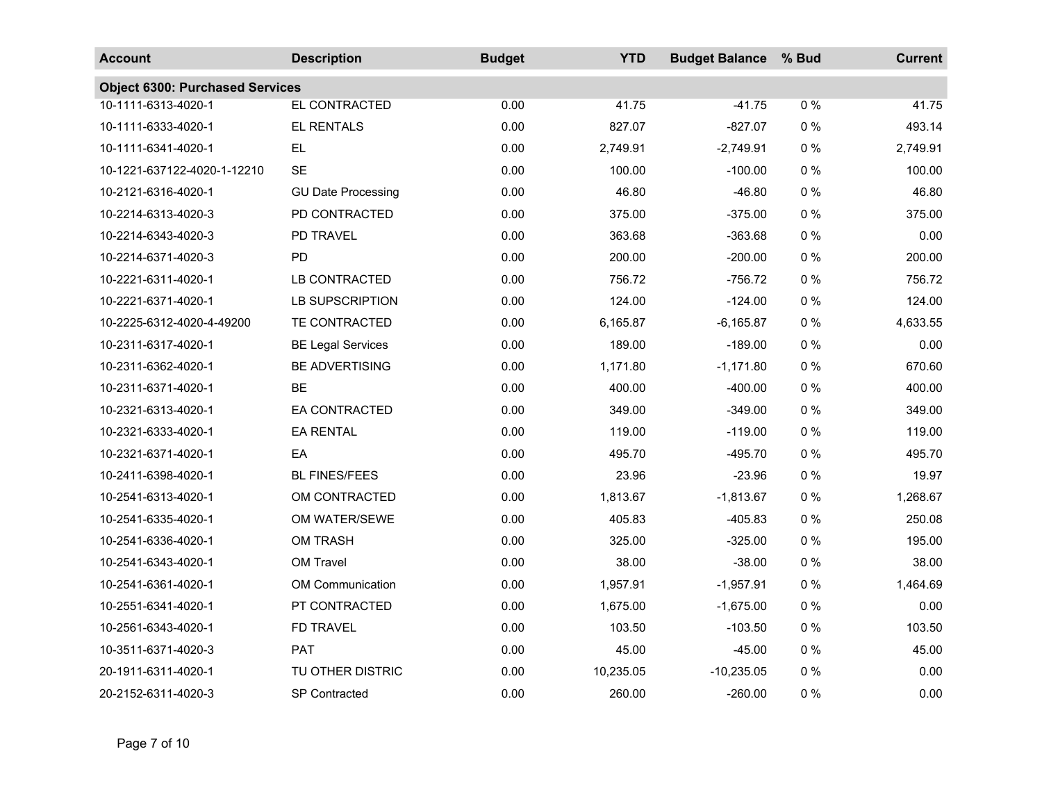| Account | Description | Budget | YTD | Budget Balance | % Bud | Current |
|---|---|---|---|---|---|---|
| **Object 6300: Purchased Services** | | | | | | |
| 10-1111-6313-4020-1 | EL CONTRACTED | 0.00 | 41.75 | -41.75 | 0 % | 41.75 |
| 10-1111-6333-4020-1 | EL RENTALS | 0.00 | 827.07 | -827.07 | 0 % | 493.14 |
| 10-1111-6341-4020-1 | EL | 0.00 | 2,749.91 | -2,749.91 | 0 % | 2,749.91 |
| 10-1221-637122-4020-1-12210 | SE | 0.00 | 100.00 | -100.00 | 0 % | 100.00 |
| 10-2121-6316-4020-1 | GU Date Processing | 0.00 | 46.80 | -46.80 | 0 % | 46.80 |
| 10-2214-6313-4020-3 | PD CONTRACTED | 0.00 | 375.00 | -375.00 | 0 % | 375.00 |
| 10-2214-6343-4020-3 | PD TRAVEL | 0.00 | 363.68 | -363.68 | 0 % | 0.00 |
| 10-2214-6371-4020-3 | PD | 0.00 | 200.00 | -200.00 | 0 % | 200.00 |
| 10-2221-6311-4020-1 | LB CONTRACTED | 0.00 | 756.72 | -756.72 | 0 % | 756.72 |
| 10-2221-6371-4020-1 | LB SUPSCRIPTION | 0.00 | 124.00 | -124.00 | 0 % | 124.00 |
| 10-2225-6312-4020-4-49200 | TE CONTRACTED | 0.00 | 6,165.87 | -6,165.87 | 0 % | 4,633.55 |
| 10-2311-6317-4020-1 | BE Legal Services | 0.00 | 189.00 | -189.00 | 0 % | 0.00 |
| 10-2311-6362-4020-1 | BE ADVERTISING | 0.00 | 1,171.80 | -1,171.80 | 0 % | 670.60 |
| 10-2311-6371-4020-1 | BE | 0.00 | 400.00 | -400.00 | 0 % | 400.00 |
| 10-2321-6313-4020-1 | EA CONTRACTED | 0.00 | 349.00 | -349.00 | 0 % | 349.00 |
| 10-2321-6333-4020-1 | EA RENTAL | 0.00 | 119.00 | -119.00 | 0 % | 119.00 |
| 10-2321-6371-4020-1 | EA | 0.00 | 495.70 | -495.70 | 0 % | 495.70 |
| 10-2411-6398-4020-1 | BL FINES/FEES | 0.00 | 23.96 | -23.96 | 0 % | 19.97 |
| 10-2541-6313-4020-1 | OM CONTRACTED | 0.00 | 1,813.67 | -1,813.67 | 0 % | 1,268.67 |
| 10-2541-6335-4020-1 | OM WATER/SEWE | 0.00 | 405.83 | -405.83 | 0 % | 250.08 |
| 10-2541-6336-4020-1 | OM TRASH | 0.00 | 325.00 | -325.00 | 0 % | 195.00 |
| 10-2541-6343-4020-1 | OM Travel | 0.00 | 38.00 | -38.00 | 0 % | 38.00 |
| 10-2541-6361-4020-1 | OM Communication | 0.00 | 1,957.91 | -1,957.91 | 0 % | 1,464.69 |
| 10-2551-6341-4020-1 | PT CONTRACTED | 0.00 | 1,675.00 | -1,675.00 | 0 % | 0.00 |
| 10-2561-6343-4020-1 | FD TRAVEL | 0.00 | 103.50 | -103.50 | 0 % | 103.50 |
| 10-3511-6371-4020-3 | PAT | 0.00 | 45.00 | -45.00 | 0 % | 45.00 |
| 20-1911-6311-4020-1 | TU OTHER DISTRIC | 0.00 | 10,235.05 | -10,235.05 | 0 % | 0.00 |
| 20-2152-6311-4020-3 | SP Contracted | 0.00 | 260.00 | -260.00 | 0 % | 0.00 |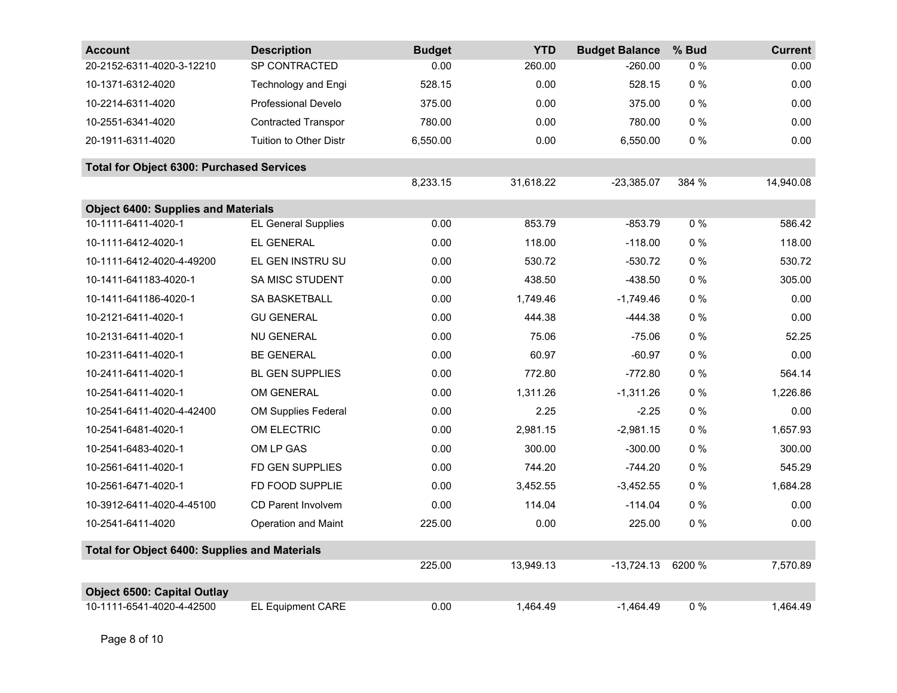| Account | Description | Budget | YTD | Budget Balance | % Bud | Current |
|---|---|---|---|---|---|---|
| 20-2152-6311-4020-3-12210 | SP CONTRACTED | 0.00 | 260.00 | -260.00 | 0 % | 0.00 |
| 10-1371-6312-4020 | Technology and Engi | 528.15 | 0.00 | 528.15 | 0 % | 0.00 |
| 10-2214-6311-4020 | Professional Develo | 375.00 | 0.00 | 375.00 | 0 % | 0.00 |
| 10-2551-6341-4020 | Contracted Transpor | 780.00 | 0.00 | 780.00 | 0 % | 0.00 |
| 20-1911-6311-4020 | Tuition to Other Distr | 6,550.00 | 0.00 | 6,550.00 | 0 % | 0.00 |
| **Total for Object 6300: Purchased Services** | | | | | | |
| | | 8,233.15 | 31,618.22 | -23,385.07 | 384 % | 14,940.08 |
| **Object 6400: Supplies and Materials** | | | | | | |
| 10-1111-6411-4020-1 | EL General Supplies | 0.00 | 853.79 | -853.79 | 0 % | 586.42 |
| 10-1111-6412-4020-1 | EL GENERAL | 0.00 | 118.00 | -118.00 | 0 % | 118.00 |
| 10-1111-6412-4020-4-49200 | EL GEN INSTRU SU | 0.00 | 530.72 | -530.72 | 0 % | 530.72 |
| 10-1411-641183-4020-1 | SA MISC STUDENT | 0.00 | 438.50 | -438.50 | 0 % | 305.00 |
| 10-1411-641186-4020-1 | SA BASKETBALL | 0.00 | 1,749.46 | -1,749.46 | 0 % | 0.00 |
| 10-2121-6411-4020-1 | GU GENERAL | 0.00 | 444.38 | -444.38 | 0 % | 0.00 |
| 10-2131-6411-4020-1 | NU GENERAL | 0.00 | 75.06 | -75.06 | 0 % | 52.25 |
| 10-2311-6411-4020-1 | BE GENERAL | 0.00 | 60.97 | -60.97 | 0 % | 0.00 |
| 10-2411-6411-4020-1 | BL GEN SUPPLIES | 0.00 | 772.80 | -772.80 | 0 % | 564.14 |
| 10-2541-6411-4020-1 | OM GENERAL | 0.00 | 1,311.26 | -1,311.26 | 0 % | 1,226.86 |
| 10-2541-6411-4020-4-42400 | OM Supplies Federal | 0.00 | 2.25 | -2.25 | 0 % | 0.00 |
| 10-2541-6481-4020-1 | OM ELECTRIC | 0.00 | 2,981.15 | -2,981.15 | 0 % | 1,657.93 |
| 10-2541-6483-4020-1 | OM LP GAS | 0.00 | 300.00 | -300.00 | 0 % | 300.00 |
| 10-2561-6411-4020-1 | FD GEN SUPPLIES | 0.00 | 744.20 | -744.20 | 0 % | 545.29 |
| 10-2561-6471-4020-1 | FD FOOD SUPPLIE | 0.00 | 3,452.55 | -3,452.55 | 0 % | 1,684.28 |
| 10-3912-6411-4020-4-45100 | CD Parent Involvem | 0.00 | 114.04 | -114.04 | 0 % | 0.00 |
| 10-2541-6411-4020 | Operation and Maint | 225.00 | 0.00 | 225.00 | 0 % | 0.00 |
| **Total for Object 6400: Supplies and Materials** | | | | | | |
| | | 225.00 | 13,949.13 | -13,724.13 | 6200 % | 7,570.89 |
| **Object 6500: Capital Outlay** | | | | | | |
| 10-1111-6541-4020-4-42500 | EL Equipment CARE | 0.00 | 1,464.49 | -1,464.49 | 0 % | 1,464.49 |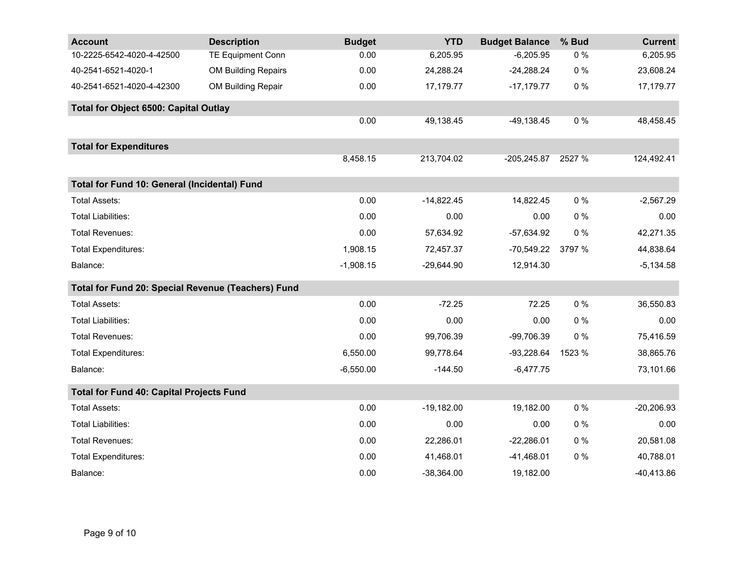| Account | Description | Budget | YTD | Budget Balance | % Bud | Current |
|---|---|---|---|---|---|---|
| 10-2225-6542-4020-4-42500 | TE Equipment Conn | 0.00 | 6,205.95 | -6,205.95 | 0 % | 6,205.95 |
| 40-2541-6521-4020-1 | OM Building Repairs | 0.00 | 24,288.24 | -24,288.24 | 0 % | 23,608.24 |
| 40-2541-6521-4020-4-42300 | OM Building Repair | 0.00 | 17,179.77 | -17,179.77 | 0 % | 17,179.77 |
| **Total for Object 6500: Capital Outlay** | | | | | | |
| | | 0.00 | 49,138.45 | -49,138.45 | 0 % | 48,458.45 |
| **Total for Expenditures** | | | | | | |
| | | 8,458.15 | 213,704.02 | -205,245.87 | 2527 % | 124,492.41 |
| **Total for Fund 10: General (Incidental) Fund** | | | | | | |
| Total Assets: | | 0.00 | -14,822.45 | 14,822.45 | 0 % | -2,567.29 |
| Total Liabilities: | | 0.00 | 0.00 | 0.00 | 0 % | 0.00 |
| Total Revenues: | | 0.00 | 57,634.92 | -57,634.92 | 0 % | 42,271.35 |
| Total Expenditures: | | 1,908.15 | 72,457.37 | -70,549.22 | 3797 % | 44,838.64 |
| Balance: | | -1,908.15 | -29,644.90 | 12,914.30 | | -5,134.58 |
| **Total for Fund 20: Special Revenue (Teachers) Fund** | | | | | | |
| Total Assets: | | 0.00 | -72.25 | 72.25 | 0 % | 36,550.83 |
| Total Liabilities: | | 0.00 | 0.00 | 0.00 | 0 % | 0.00 |
| Total Revenues: | | 0.00 | 99,706.39 | -99,706.39 | 0 % | 75,416.59 |
| Total Expenditures: | | 6,550.00 | 99,778.64 | -93,228.64 | 1523 % | 38,865.76 |
| Balance: | | -6,550.00 | -144.50 | -6,477.75 | | 73,101.66 |
| **Total for Fund 40: Capital Projects Fund** | | | | | | |
| Total Assets: | | 0.00 | -19,182.00 | 19,182.00 | 0 % | -20,206.93 |
| Total Liabilities: | | 0.00 | 0.00 | 0.00 | 0 % | 0.00 |
| Total Revenues: | | 0.00 | 22,286.01 | -22,286.01 | 0 % | 20,581.08 |
| Total Expenditures: | | 0.00 | 41,468.01 | -41,468.01 | 0 % | 40,788.01 |
| Balance: | | 0.00 | -38,364.00 | 19,182.00 | | -40,413.86 |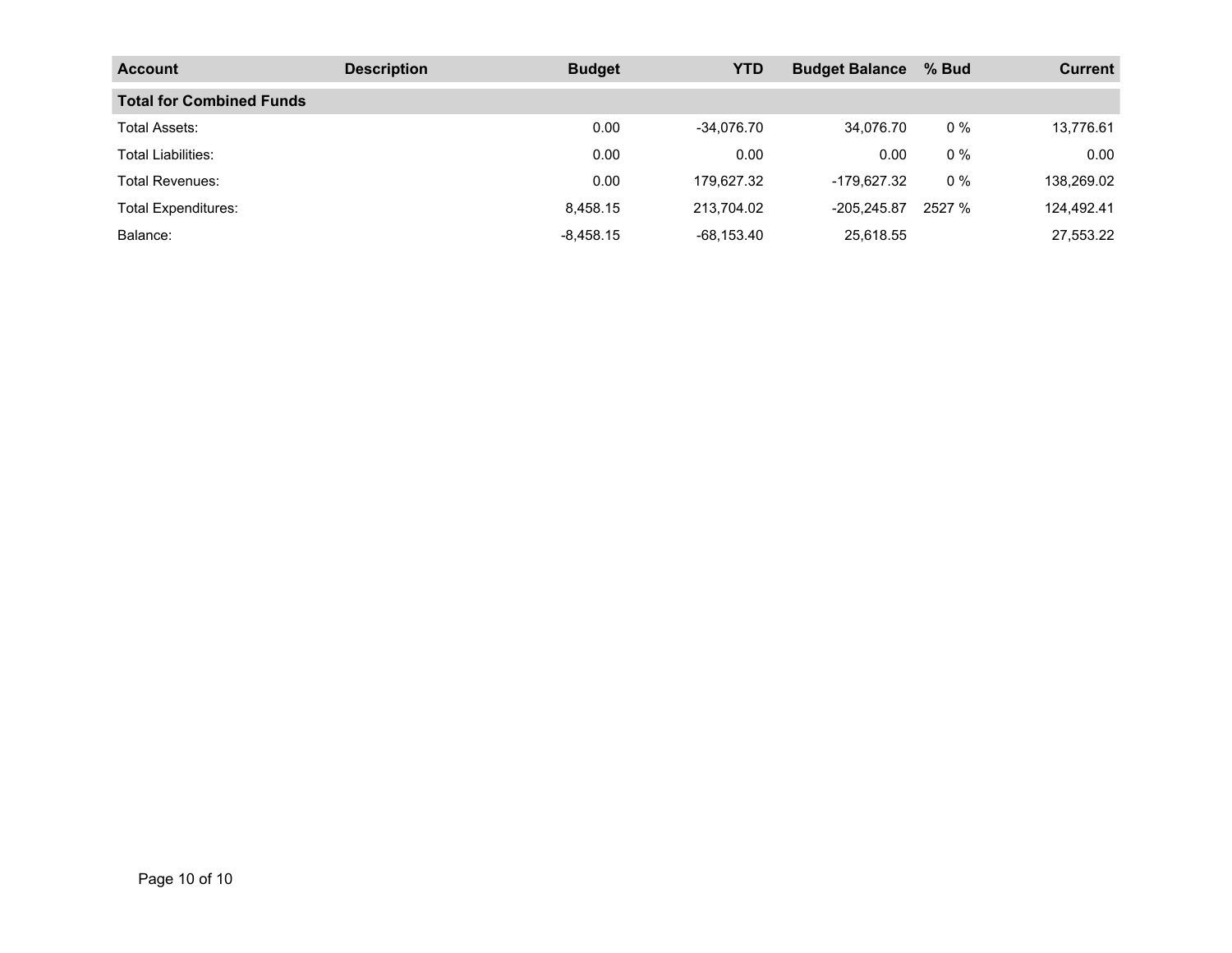| Account | Description | Budget | YTD | Budget Balance | % Bud | Current |
|---|---|---|---|---|---|---|
| **Total for Combined Funds** | | | | | | |
| Total Assets: | | 0.00 | -34,076.70 | 34,076.70 | 0 % | 13,776.61 |
| Total Liabilities: | | 0.00 | 0.00 | 0.00 | 0 % | 0.00 |
| Total Revenues: | | 0.00 | 179,627.32 | -179,627.32 | 0 % | 138,269.02 |
| Total Expenditures: | | 8,458.15 | 213,704.02 | -205,245.87 | 2527 % | 124,492.41 |
| Balance: | | -8,458.15 | -68,153.40 | 25,618.55 | | 27,553.22 |